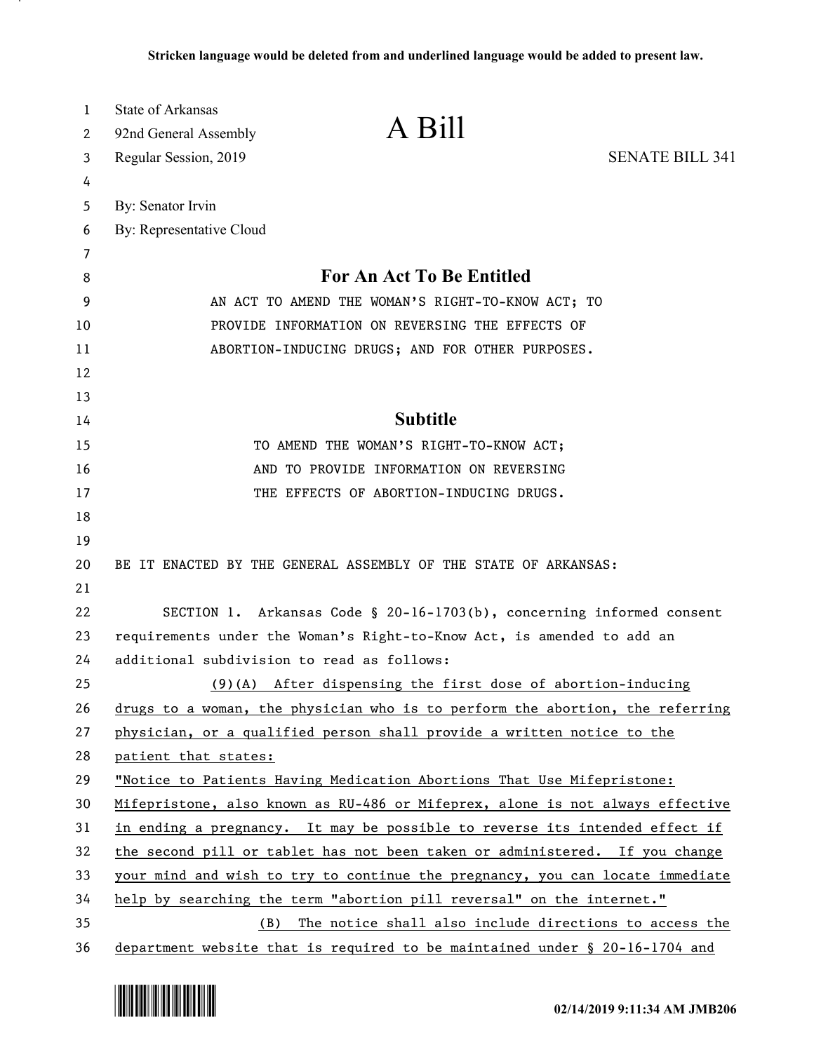**Stricken language would be deleted from and underlined language would be added to present law.**

State of Arkansas
92nd General Assembly
Regular Session, 2019

# A Bill

SENATE BILL 341

By: Senator Irvin
By: Representative Cloud

## For An Act To Be Entitled

AN ACT TO AMEND THE WOMAN'S RIGHT-TO-KNOW ACT; TO PROVIDE INFORMATION ON REVERSING THE EFFECTS OF ABORTION-INDUCING DRUGS; AND FOR OTHER PURPOSES.

## Subtitle

TO AMEND THE WOMAN'S RIGHT-TO-KNOW ACT; AND TO PROVIDE INFORMATION ON REVERSING THE EFFECTS OF ABORTION-INDUCING DRUGS.

BE IT ENACTED BY THE GENERAL ASSEMBLY OF THE STATE OF ARKANSAS:

SECTION 1. Arkansas Code § 20-16-1703(b), concerning informed consent requirements under the Woman's Right-to-Know Act, is amended to add an additional subdivision to read as follows:

<u>(9)(A) After dispensing the first dose of abortion-inducing drugs to a woman, the physician who is to perform the abortion, the referring physician, or a qualified person shall provide a written notice to the patient that states:</u>

<u>"Notice to Patients Having Medication Abortions That Use Mifepristone: Mifepristone, also known as RU-486 or Mifeprex, alone is not always effective in ending a pregnancy. It may be possible to reverse its intended effect if the second pill or tablet has not been taken or administered. If you change your mind and wish to try to continue the pregnancy, you can locate immediate help by searching the term "abortion pill reversal" on the internet."</u>

<u>(B) The notice shall also include directions to access the department website that is required to be maintained under § 20-16-1704 and</u>

02/14/2019 9:11:34 AM JMB206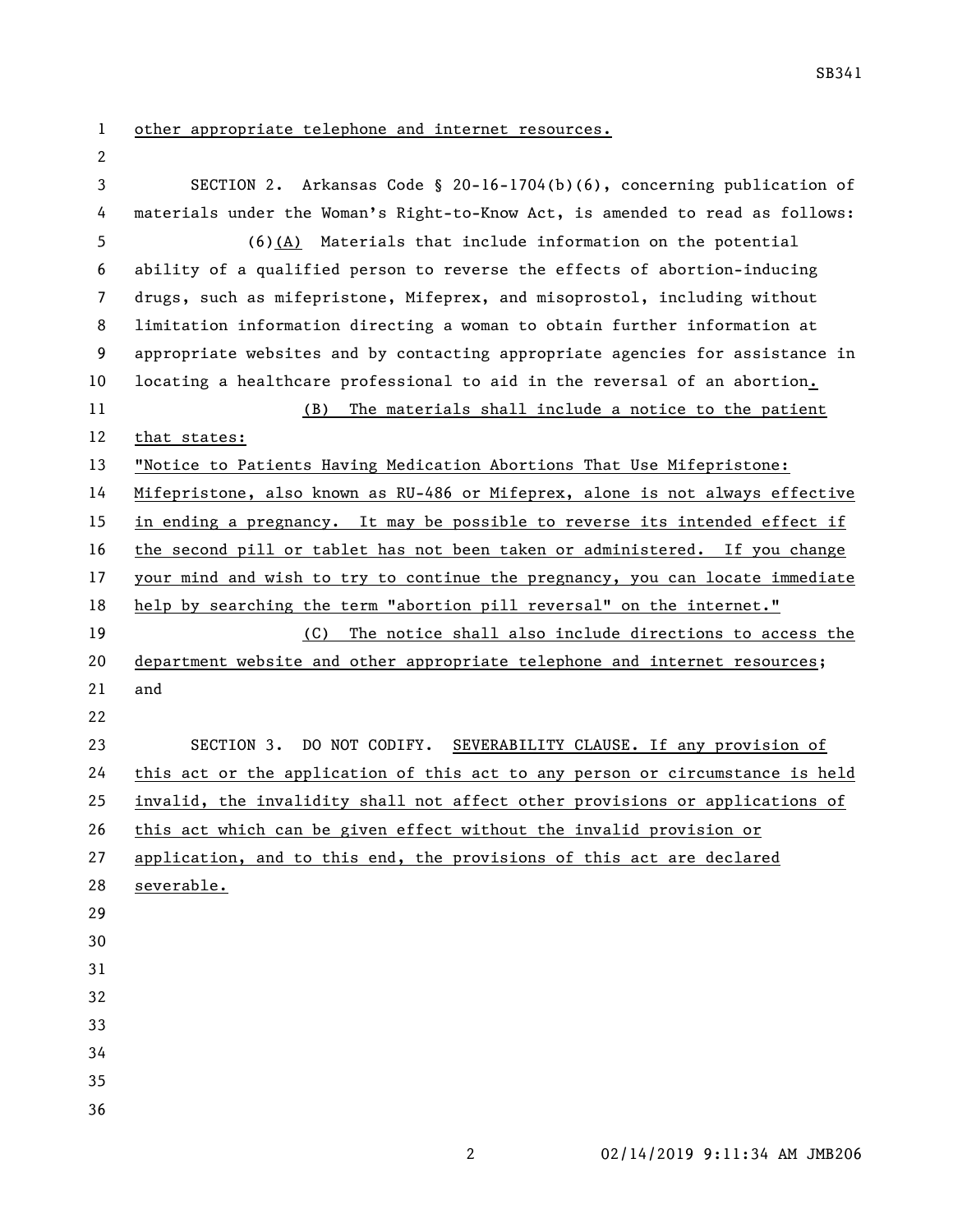other appropriate telephone and internet resources.

SECTION 2. Arkansas Code § 20-16-1704(b)(6), concerning publication of materials under the Woman's Right-to-Know Act, is amended to read as follows:

(6)(A) Materials that include information on the potential ability of a qualified person to reverse the effects of abortion-inducing drugs, such as mifepristone, Mifeprex, and misoprostol, including without limitation information directing a woman to obtain further information at appropriate websites and by contacting appropriate agencies for assistance in locating a healthcare professional to aid in the reversal of an abortion.

(B) The materials shall include a notice to the patient that states:

"Notice to Patients Having Medication Abortions That Use Mifepristone: Mifepristone, also known as RU-486 or Mifeprex, alone is not always effective in ending a pregnancy. It may be possible to reverse its intended effect if the second pill or tablet has not been taken or administered. If you change your mind and wish to try to continue the pregnancy, you can locate immediate help by searching the term "abortion pill reversal" on the internet."

(C) The notice shall also include directions to access the department website and other appropriate telephone and internet resources; and

SECTION 3. DO NOT CODIFY. SEVERABILITY CLAUSE. If any provision of this act or the application of this act to any person or circumstance is held invalid, the invalidity shall not affect other provisions or applications of this act which can be given effect without the invalid provision or application, and to this end, the provisions of this act are declared severable.